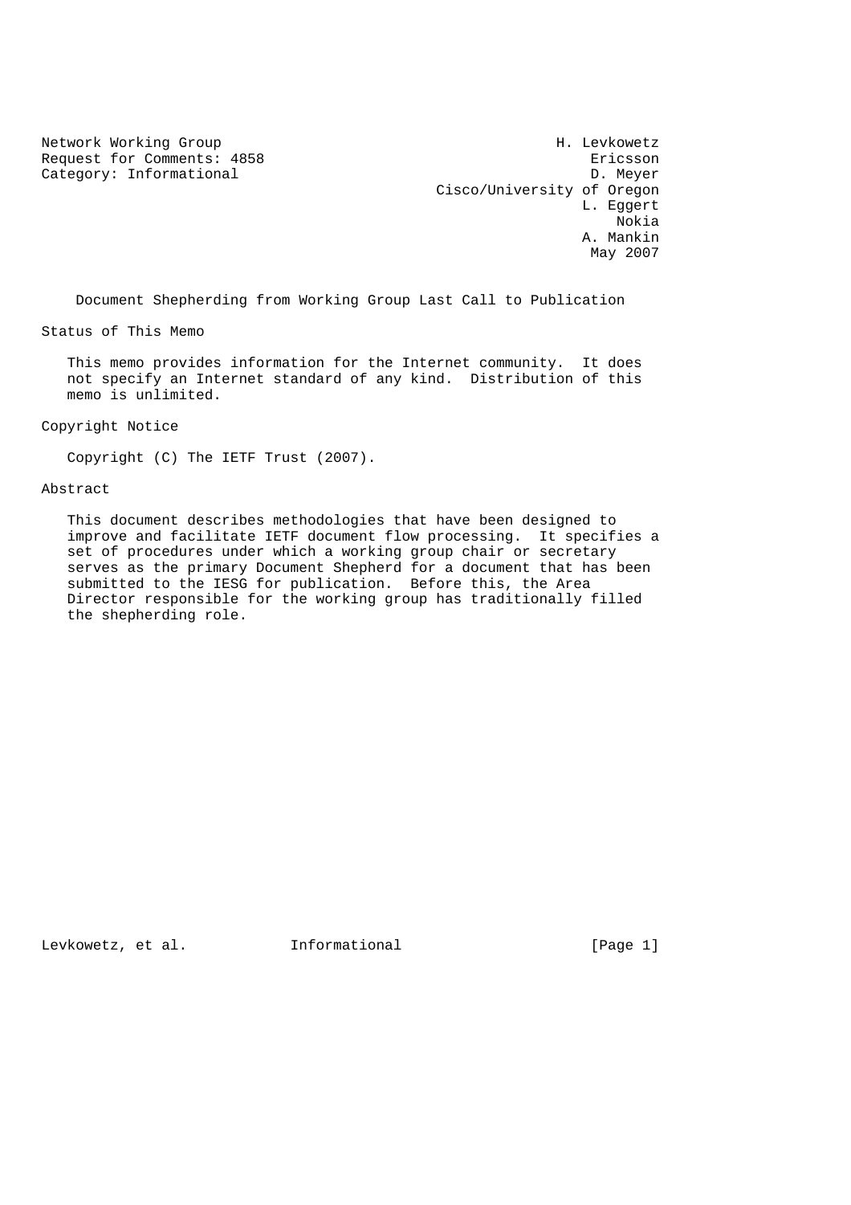Network Working Group H. Levkowetz
Request for Comments: 4858 Ericsson
Category: Informational D. Meyer
Cisco/University of Oregon
L. Eggert
Nokia
A. Mankin
May 2007

# Document Shepherding from Working Group Last Call to Publication

## Status of This Memo

This memo provides information for the Internet community. It does not specify an Internet standard of any kind. Distribution of this memo is unlimited.

## Copyright Notice

Copyright (C) The IETF Trust (2007).

## Abstract

This document describes methodologies that have been designed to improve and facilitate IETF document flow processing. It specifies a set of procedures under which a working group chair or secretary serves as the primary Document Shepherd for a document that has been submitted to the IESG for publication. Before this, the Area Director responsible for the working group has traditionally filled the shepherding role.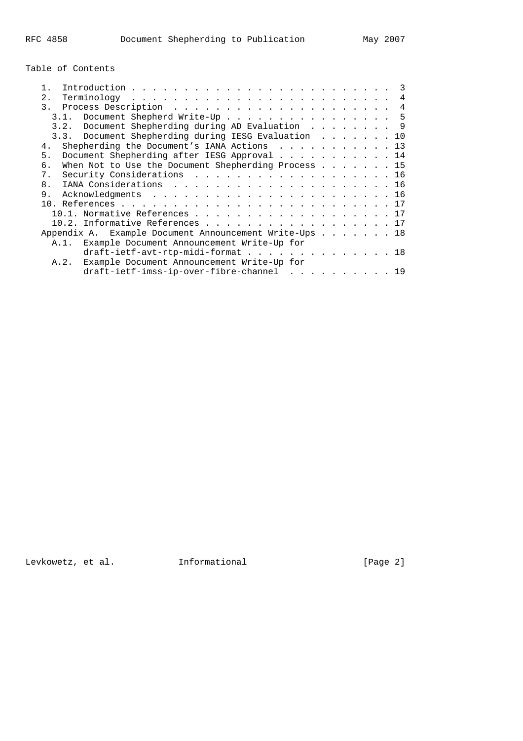Table of Contents

```
   1.  Introduction . . . . . . . . . . . . . . . . . . . . . . . . .  3
   2.  Terminology  . . . . . . . . . . . . . . . . . . . . . . . . .  4
   3.  Process Description  . . . . . . . . . . . . . . . . . . . . .  4
     3.1.  Document Shepherd Write-Up . . . . . . . . . . . . . . . .  5
     3.2.  Document Shepherding during AD Evaluation  . . . . . . . .  9
     3.3.  Document Shepherding during IESG Evaluation  . . . . . . . 10
   4.  Shepherding the Document's IANA Actions  . . . . . . . . . . . 13
   5.  Document Shepherding after IESG Approval . . . . . . . . . . . 14
   6.  When Not to Use the Document Shepherding Process . . . . . . . 15
   7.  Security Considerations  . . . . . . . . . . . . . . . . . . . 16
   8.  IANA Considerations  . . . . . . . . . . . . . . . . . . . . . 16
   9.  Acknowledgments  . . . . . . . . . . . . . . . . . . . . . . . 16
   10. References . . . . . . . . . . . . . . . . . . . . . . . . . . 17
     10.1. Normative References . . . . . . . . . . . . . . . . . . . 17
     10.2. Informative References . . . . . . . . . . . . . . . . . . 17
   Appendix A.  Example Document Announcement Write-Ups . . . . . . . 18
     A.1.  Example Document Announcement Write-Up for
           draft-ietf-avt-rtp-midi-format . . . . . . . . . . . . . . 18
     A.2.  Example Document Announcement Write-Up for
           draft-ietf-imss-ip-over-fibre-channel  . . . . . . . . . . 19
```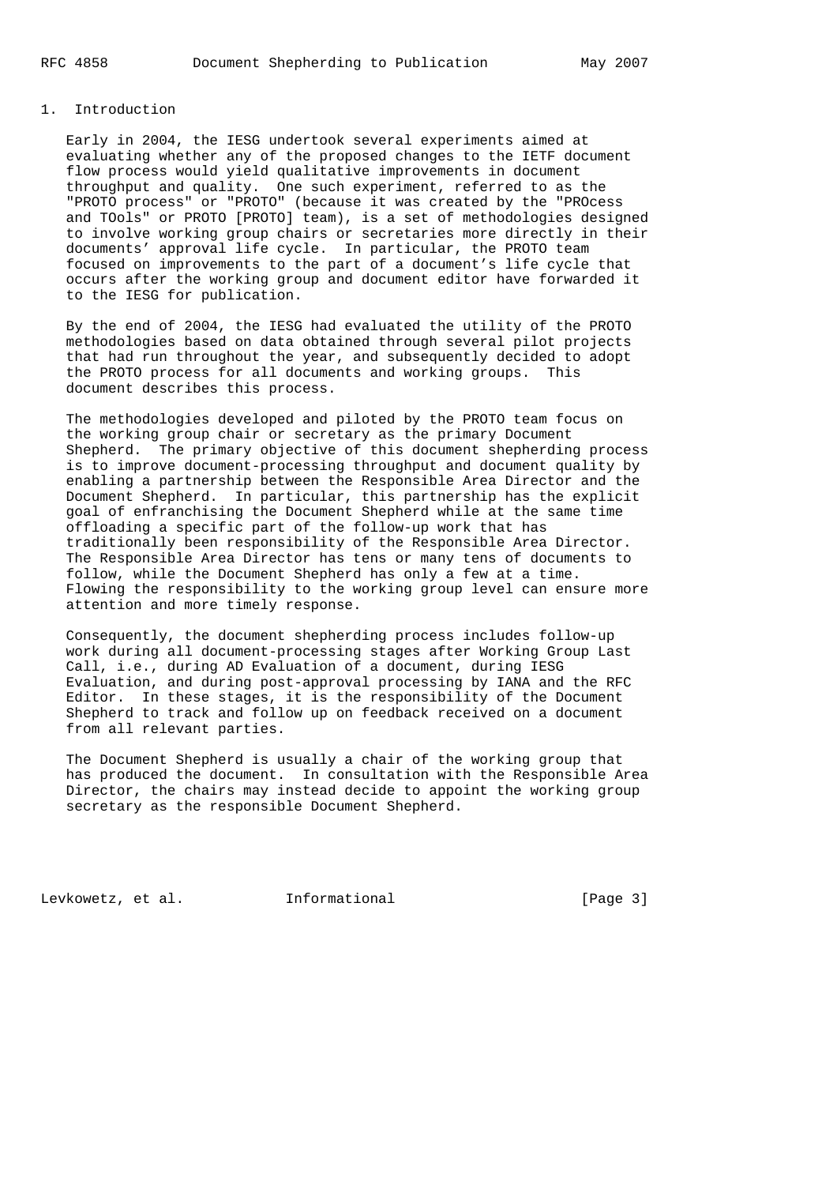## 1. Introduction

Early in 2004, the IESG undertook several experiments aimed at evaluating whether any of the proposed changes to the IETF document flow process would yield qualitative improvements in document throughput and quality. One such experiment, referred to as the "PROTO process" or "PROTO" (because it was created by the "PROcess and TOols" or PROTO [PROTO] team), is a set of methodologies designed to involve working group chairs or secretaries more directly in their documents' approval life cycle. In particular, the PROTO team focused on improvements to the part of a document's life cycle that occurs after the working group and document editor have forwarded it to the IESG for publication.

By the end of 2004, the IESG had evaluated the utility of the PROTO methodologies based on data obtained through several pilot projects that had run throughout the year, and subsequently decided to adopt the PROTO process for all documents and working groups. This document describes this process.

The methodologies developed and piloted by the PROTO team focus on the working group chair or secretary as the primary Document Shepherd. The primary objective of this document shepherding process is to improve document-processing throughput and document quality by enabling a partnership between the Responsible Area Director and the Document Shepherd. In particular, this partnership has the explicit goal of enfranchising the Document Shepherd while at the same time offloading a specific part of the follow-up work that has traditionally been responsibility of the Responsible Area Director. The Responsible Area Director has tens or many tens of documents to follow, while the Document Shepherd has only a few at a time. Flowing the responsibility to the working group level can ensure more attention and more timely response.

Consequently, the document shepherding process includes follow-up work during all document-processing stages after Working Group Last Call, i.e., during AD Evaluation of a document, during IESG Evaluation, and during post-approval processing by IANA and the RFC Editor. In these stages, it is the responsibility of the Document Shepherd to track and follow up on feedback received on a document from all relevant parties.

The Document Shepherd is usually a chair of the working group that has produced the document. In consultation with the Responsible Area Director, the chairs may instead decide to appoint the working group secretary as the responsible Document Shepherd.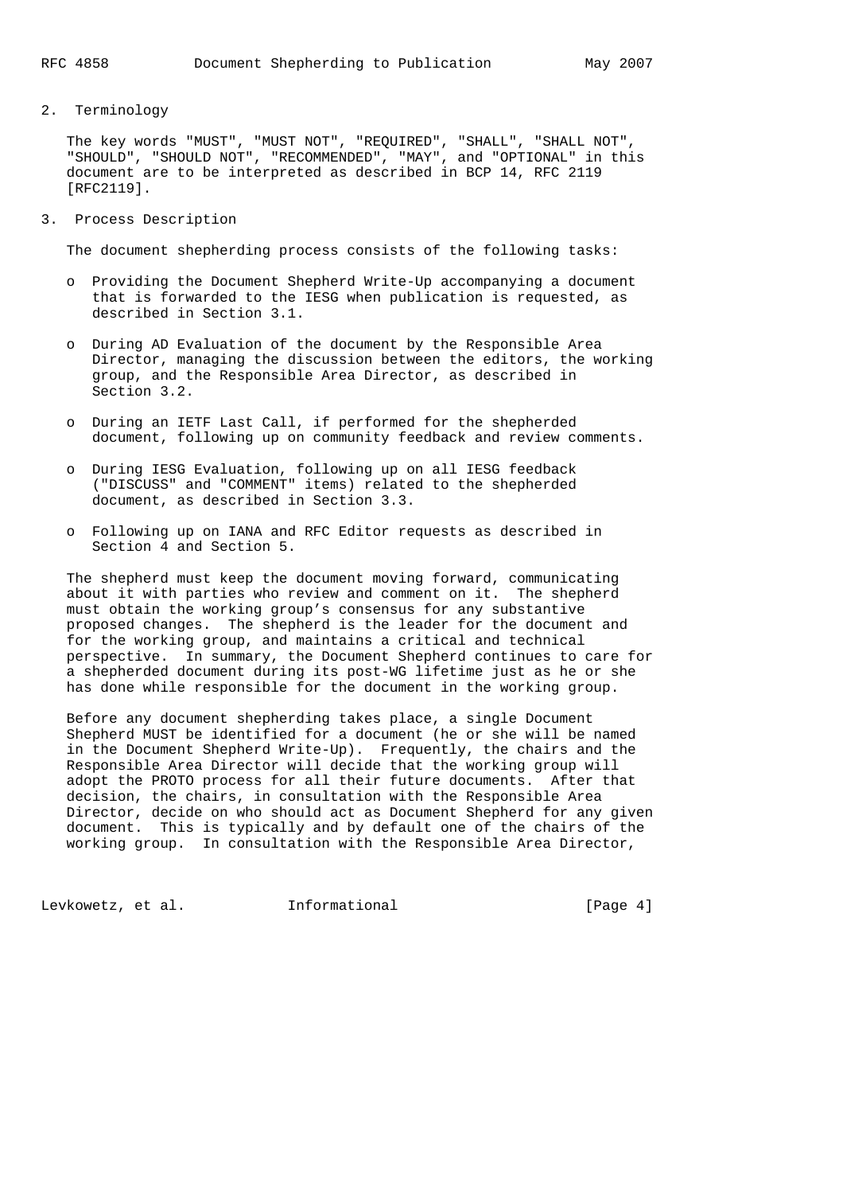## 2. Terminology

The key words "MUST", "MUST NOT", "REQUIRED", "SHALL", "SHALL NOT", "SHOULD", "SHOULD NOT", "RECOMMENDED", "MAY", and "OPTIONAL" in this document are to be interpreted as described in BCP 14, RFC 2119 [RFC2119].

## 3. Process Description

The document shepherding process consists of the following tasks:

- Providing the Document Shepherd Write-Up accompanying a document that is forwarded to the IESG when publication is requested, as described in Section 3.1.
- During AD Evaluation of the document by the Responsible Area Director, managing the discussion between the editors, the working group, and the Responsible Area Director, as described in Section 3.2.
- During an IETF Last Call, if performed for the shepherded document, following up on community feedback and review comments.
- During IESG Evaluation, following up on all IESG feedback ("DISCUSS" and "COMMENT" items) related to the shepherded document, as described in Section 3.3.
- Following up on IANA and RFC Editor requests as described in Section 4 and Section 5.

The shepherd must keep the document moving forward, communicating about it with parties who review and comment on it. The shepherd must obtain the working group's consensus for any substantive proposed changes. The shepherd is the leader for the document and for the working group, and maintains a critical and technical perspective. In summary, the Document Shepherd continues to care for a shepherded document during its post-WG lifetime just as he or she has done while responsible for the document in the working group.

Before any document shepherding takes place, a single Document Shepherd MUST be identified for a document (he or she will be named in the Document Shepherd Write-Up). Frequently, the chairs and the Responsible Area Director will decide that the working group will adopt the PROTO process for all their future documents. After that decision, the chairs, in consultation with the Responsible Area Director, decide on who should act as Document Shepherd for any given document. This is typically and by default one of the chairs of the working group. In consultation with the Responsible Area Director,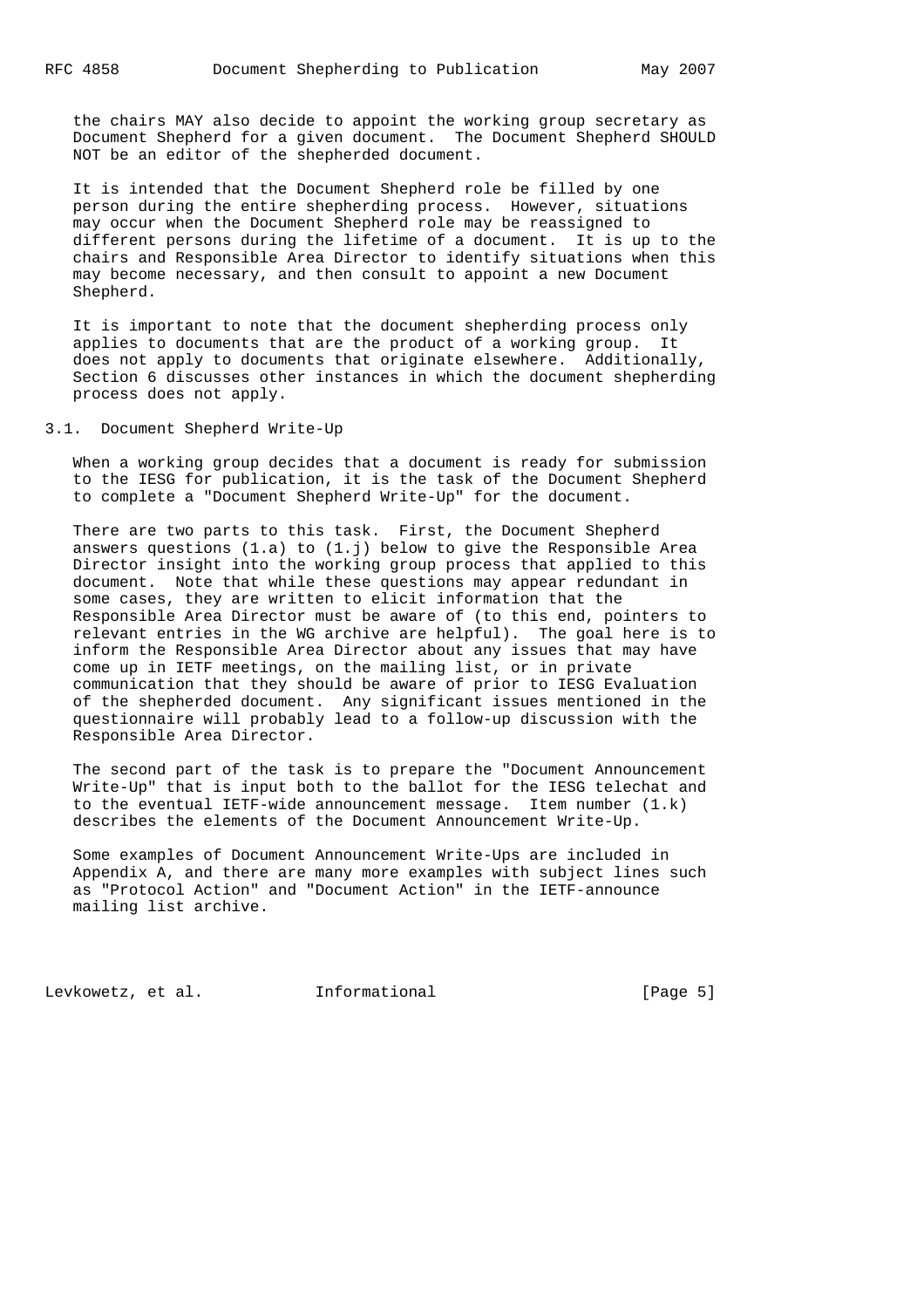the chairs MAY also decide to appoint the working group secretary as Document Shepherd for a given document. The Document Shepherd SHOULD NOT be an editor of the shepherded document.

It is intended that the Document Shepherd role be filled by one person during the entire shepherding process. However, situations may occur when the Document Shepherd role may be reassigned to different persons during the lifetime of a document. It is up to the chairs and Responsible Area Director to identify situations when this may become necessary, and then consult to appoint a new Document Shepherd.

It is important to note that the document shepherding process only applies to documents that are the product of a working group. It does not apply to documents that originate elsewhere. Additionally, Section 6 discusses other instances in which the document shepherding process does not apply.

## 3.1. Document Shepherd Write-Up

When a working group decides that a document is ready for submission to the IESG for publication, it is the task of the Document Shepherd to complete a "Document Shepherd Write-Up" for the document.

There are two parts to this task. First, the Document Shepherd answers questions (1.a) to (1.j) below to give the Responsible Area Director insight into the working group process that applied to this document. Note that while these questions may appear redundant in some cases, they are written to elicit information that the Responsible Area Director must be aware of (to this end, pointers to relevant entries in the WG archive are helpful). The goal here is to inform the Responsible Area Director about any issues that may have come up in IETF meetings, on the mailing list, or in private communication that they should be aware of prior to IESG Evaluation of the shepherded document. Any significant issues mentioned in the questionnaire will probably lead to a follow-up discussion with the Responsible Area Director.

The second part of the task is to prepare the "Document Announcement Write-Up" that is input both to the ballot for the IESG telechat and to the eventual IETF-wide announcement message. Item number (1.k) describes the elements of the Document Announcement Write-Up.

Some examples of Document Announcement Write-Ups are included in Appendix A, and there are many more examples with subject lines such as "Protocol Action" and "Document Action" in the IETF-announce mailing list archive.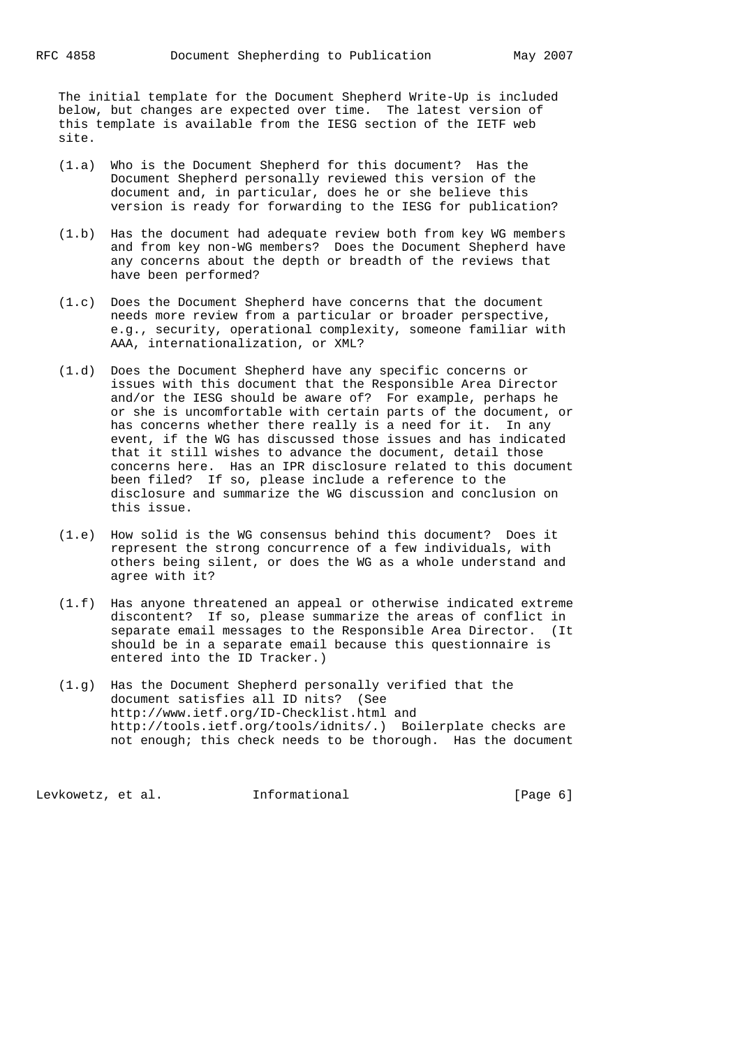The initial template for the Document Shepherd Write-Up is included below, but changes are expected over time. The latest version of this template is available from the IESG section of the IETF web site.

(1.a) Who is the Document Shepherd for this document? Has the Document Shepherd personally reviewed this version of the document and, in particular, does he or she believe this version is ready for forwarding to the IESG for publication?

(1.b) Has the document had adequate review both from key WG members and from key non-WG members? Does the Document Shepherd have any concerns about the depth or breadth of the reviews that have been performed?

(1.c) Does the Document Shepherd have concerns that the document needs more review from a particular or broader perspective, e.g., security, operational complexity, someone familiar with AAA, internationalization, or XML?

(1.d) Does the Document Shepherd have any specific concerns or issues with this document that the Responsible Area Director and/or the IESG should be aware of? For example, perhaps he or she is uncomfortable with certain parts of the document, or has concerns whether there really is a need for it. In any event, if the WG has discussed those issues and has indicated that it still wishes to advance the document, detail those concerns here. Has an IPR disclosure related to this document been filed? If so, please include a reference to the disclosure and summarize the WG discussion and conclusion on this issue.

(1.e) How solid is the WG consensus behind this document? Does it represent the strong concurrence of a few individuals, with others being silent, or does the WG as a whole understand and agree with it?

(1.f) Has anyone threatened an appeal or otherwise indicated extreme discontent? If so, please summarize the areas of conflict in separate email messages to the Responsible Area Director. (It should be in a separate email because this questionnaire is entered into the ID Tracker.)

(1.g) Has the Document Shepherd personally verified that the document satisfies all ID nits? (See http://www.ietf.org/ID-Checklist.html and http://tools.ietf.org/tools/idnits/.) Boilerplate checks are not enough; this check needs to be thorough. Has the document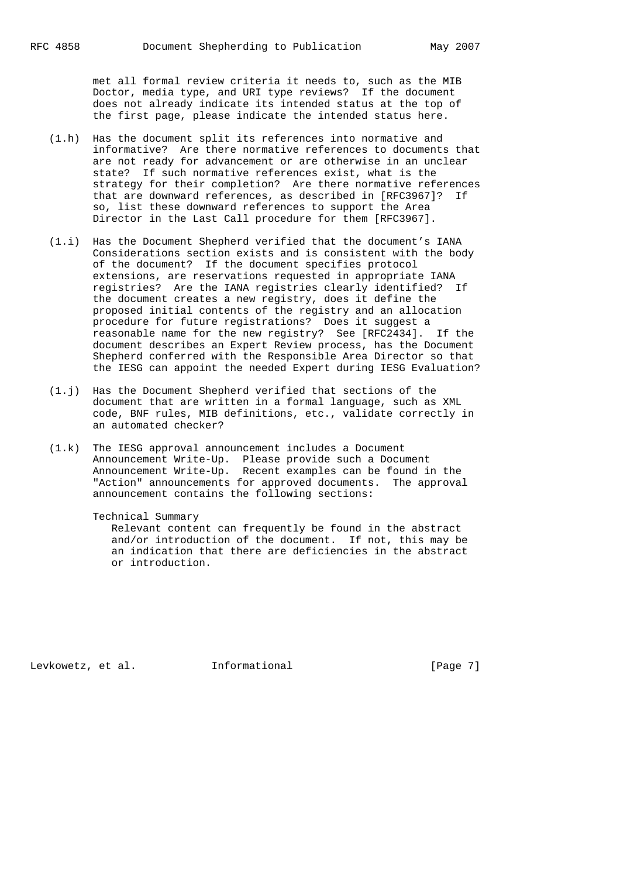met all formal review criteria it needs to, such as the MIB Doctor, media type, and URI type reviews? If the document does not already indicate its intended status at the top of the first page, please indicate the intended status here.

(1.h) Has the document split its references into normative and informative? Are there normative references to documents that are not ready for advancement or are otherwise in an unclear state? If such normative references exist, what is the strategy for their completion? Are there normative references that are downward references, as described in [RFC3967]? If so, list these downward references to support the Area Director in the Last Call procedure for them [RFC3967].

(1.i) Has the Document Shepherd verified that the document's IANA Considerations section exists and is consistent with the body of the document? If the document specifies protocol extensions, are reservations requested in appropriate IANA registries? Are the IANA registries clearly identified? If the document creates a new registry, does it define the proposed initial contents of the registry and an allocation procedure for future registrations? Does it suggest a reasonable name for the new registry? See [RFC2434]. If the document describes an Expert Review process, has the Document Shepherd conferred with the Responsible Area Director so that the IESG can appoint the needed Expert during IESG Evaluation?

(1.j) Has the Document Shepherd verified that sections of the document that are written in a formal language, such as XML code, BNF rules, MIB definitions, etc., validate correctly in an automated checker?

(1.k) The IESG approval announcement includes a Document Announcement Write-Up. Please provide such a Document Announcement Write-Up. Recent examples can be found in the "Action" announcements for approved documents. The approval announcement contains the following sections:

Technical Summary

Relevant content can frequently be found in the abstract and/or introduction of the document. If not, this may be an indication that there are deficiencies in the abstract or introduction.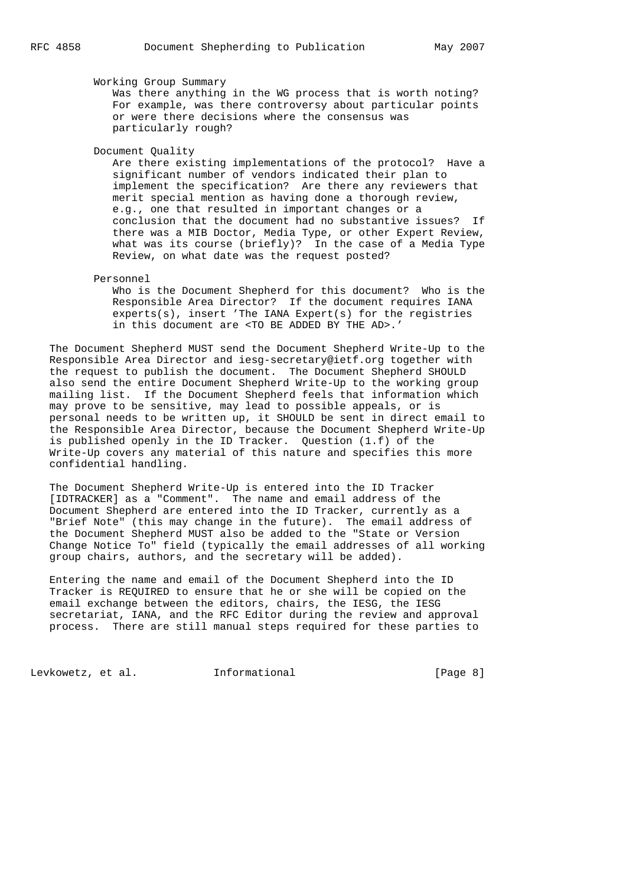Working Group Summary

Was there anything in the WG process that is worth noting? For example, was there controversy about particular points or were there decisions where the consensus was particularly rough?

Document Quality

Are there existing implementations of the protocol? Have a significant number of vendors indicated their plan to implement the specification? Are there any reviewers that merit special mention as having done a thorough review, e.g., one that resulted in important changes or a conclusion that the document had no substantive issues? If there was a MIB Doctor, Media Type, or other Expert Review, what was its course (briefly)? In the case of a Media Type Review, on what date was the request posted?

Personnel

Who is the Document Shepherd for this document? Who is the Responsible Area Director? If the document requires IANA experts(s), insert 'The IANA Expert(s) for the registries in this document are <TO BE ADDED BY THE AD>.'

The Document Shepherd MUST send the Document Shepherd Write-Up to the Responsible Area Director and iesg-secretary@ietf.org together with the request to publish the document. The Document Shepherd SHOULD also send the entire Document Shepherd Write-Up to the working group mailing list. If the Document Shepherd feels that information which may prove to be sensitive, may lead to possible appeals, or is personal needs to be written up, it SHOULD be sent in direct email to the Responsible Area Director, because the Document Shepherd Write-Up is published openly in the ID Tracker. Question (1.f) of the Write-Up covers any material of this nature and specifies this more confidential handling.

The Document Shepherd Write-Up is entered into the ID Tracker [IDTRACKER] as a "Comment". The name and email address of the Document Shepherd are entered into the ID Tracker, currently as a "Brief Note" (this may change in the future). The email address of the Document Shepherd MUST also be added to the "State or Version Change Notice To" field (typically the email addresses of all working group chairs, authors, and the secretary will be added).

Entering the name and email of the Document Shepherd into the ID Tracker is REQUIRED to ensure that he or she will be copied on the email exchange between the editors, chairs, the IESG, the IESG secretariat, IANA, and the RFC Editor during the review and approval process. There are still manual steps required for these parties to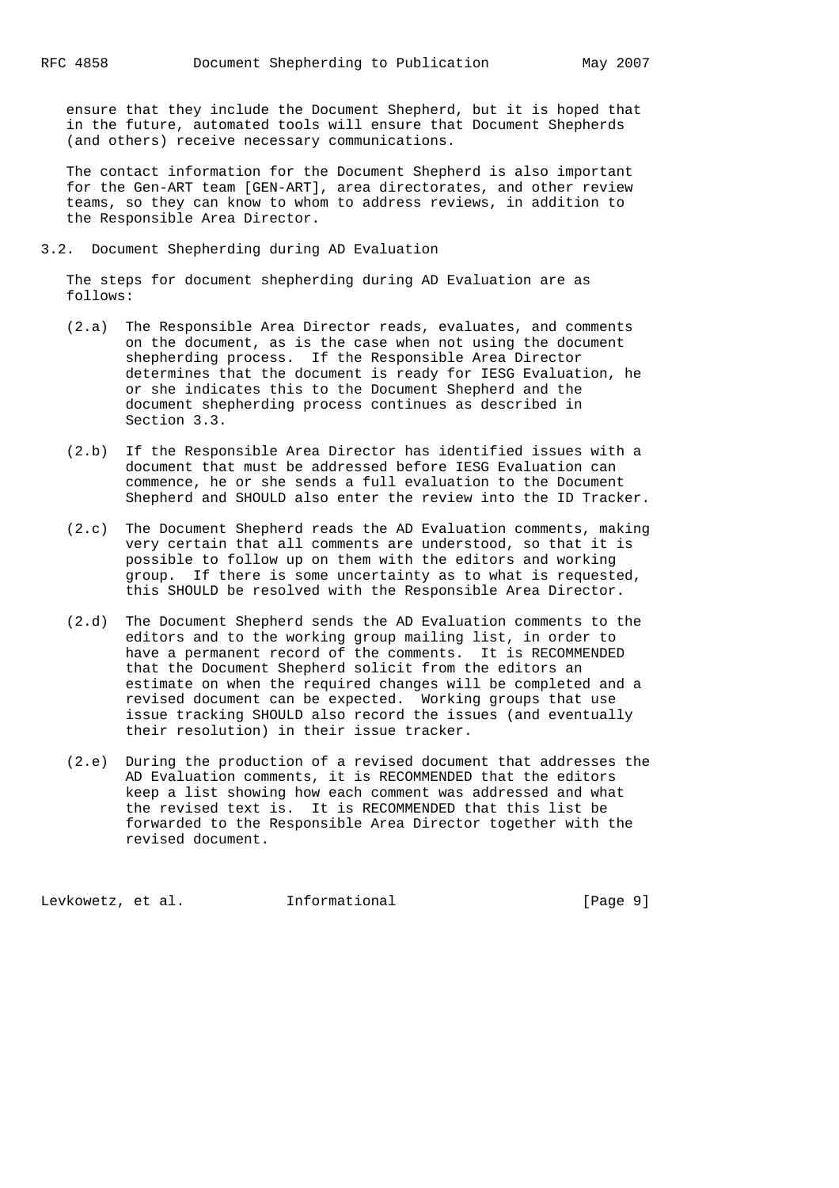ensure that they include the Document Shepherd, but it is hoped that in the future, automated tools will ensure that Document Shepherds (and others) receive necessary communications.

The contact information for the Document Shepherd is also important for the Gen-ART team [GEN-ART], area directorates, and other review teams, so they can know to whom to address reviews, in addition to the Responsible Area Director.

### 3.2. Document Shepherding during AD Evaluation

The steps for document shepherding during AD Evaluation are as follows:

(2.a) The Responsible Area Director reads, evaluates, and comments on the document, as is the case when not using the document shepherding process. If the Responsible Area Director determines that the document is ready for IESG Evaluation, he or she indicates this to the Document Shepherd and the document shepherding process continues as described in Section 3.3.

(2.b) If the Responsible Area Director has identified issues with a document that must be addressed before IESG Evaluation can commence, he or she sends a full evaluation to the Document Shepherd and SHOULD also enter the review into the ID Tracker.

(2.c) The Document Shepherd reads the AD Evaluation comments, making very certain that all comments are understood, so that it is possible to follow up on them with the editors and working group. If there is some uncertainty as to what is requested, this SHOULD be resolved with the Responsible Area Director.

(2.d) The Document Shepherd sends the AD Evaluation comments to the editors and to the working group mailing list, in order to have a permanent record of the comments. It is RECOMMENDED that the Document Shepherd solicit from the editors an estimate on when the required changes will be completed and a revised document can be expected. Working groups that use issue tracking SHOULD also record the issues (and eventually their resolution) in their issue tracker.

(2.e) During the production of a revised document that addresses the AD Evaluation comments, it is RECOMMENDED that the editors keep a list showing how each comment was addressed and what the revised text is. It is RECOMMENDED that this list be forwarded to the Responsible Area Director together with the revised document.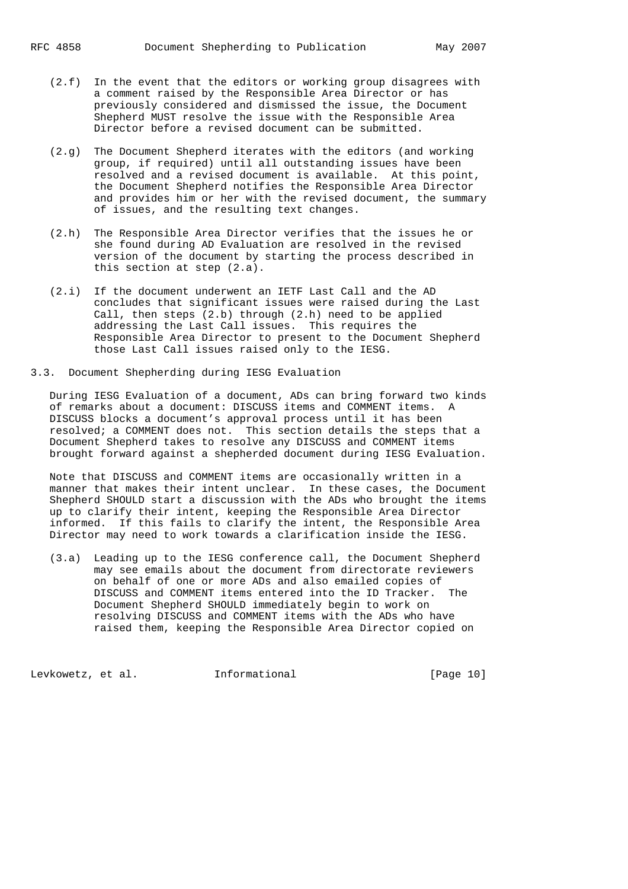(2.f) In the event that the editors or working group disagrees with a comment raised by the Responsible Area Director or has previously considered and dismissed the issue, the Document Shepherd MUST resolve the issue with the Responsible Area Director before a revised document can be submitted.

(2.g) The Document Shepherd iterates with the editors (and working group, if required) until all outstanding issues have been resolved and a revised document is available. At this point, the Document Shepherd notifies the Responsible Area Director and provides him or her with the revised document, the summary of issues, and the resulting text changes.

(2.h) The Responsible Area Director verifies that the issues he or she found during AD Evaluation are resolved in the revised version of the document by starting the process described in this section at step (2.a).

(2.i) If the document underwent an IETF Last Call and the AD concludes that significant issues were raised during the Last Call, then steps (2.b) through (2.h) need to be applied addressing the Last Call issues. This requires the Responsible Area Director to present to the Document Shepherd those Last Call issues raised only to the IESG.

## 3.3. Document Shepherding during IESG Evaluation

During IESG Evaluation of a document, ADs can bring forward two kinds of remarks about a document: DISCUSS items and COMMENT items. A DISCUSS blocks a document's approval process until it has been resolved; a COMMENT does not. This section details the steps that a Document Shepherd takes to resolve any DISCUSS and COMMENT items brought forward against a shepherded document during IESG Evaluation.

Note that DISCUSS and COMMENT items are occasionally written in a manner that makes their intent unclear. In these cases, the Document Shepherd SHOULD start a discussion with the ADs who brought the items up to clarify their intent, keeping the Responsible Area Director informed. If this fails to clarify the intent, the Responsible Area Director may need to work towards a clarification inside the IESG.

(3.a) Leading up to the IESG conference call, the Document Shepherd may see emails about the document from directorate reviewers on behalf of one or more ADs and also emailed copies of DISCUSS and COMMENT items entered into the ID Tracker. The Document Shepherd SHOULD immediately begin to work on resolving DISCUSS and COMMENT items with the ADs who have raised them, keeping the Responsible Area Director copied on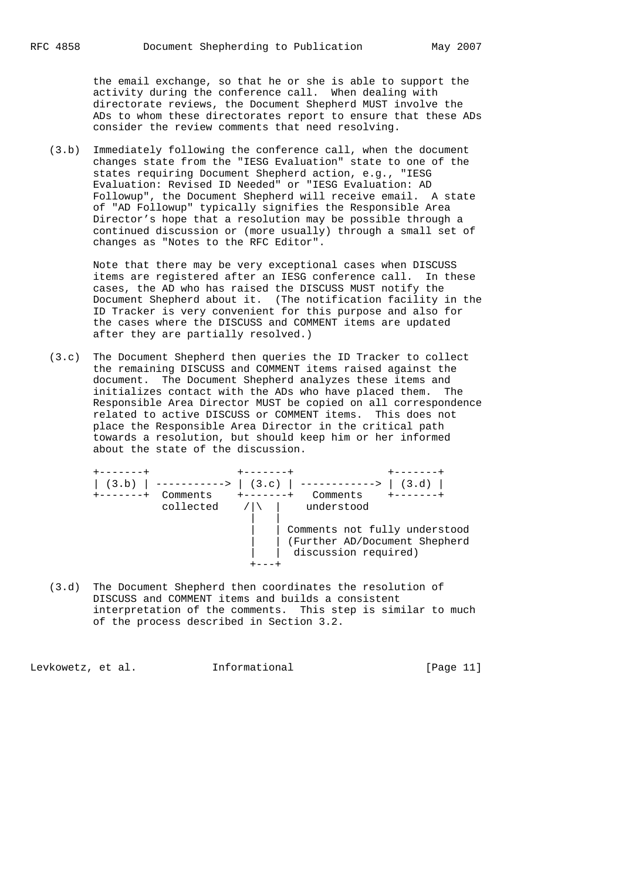the email exchange, so that he or she is able to support the activity during the conference call. When dealing with directorate reviews, the Document Shepherd MUST involve the ADs to whom these directorates report to ensure that these ADs consider the review comments that need resolving.

(3.b) Immediately following the conference call, when the document changes state from the "IESG Evaluation" state to one of the states requiring Document Shepherd action, e.g., "IESG Evaluation: Revised ID Needed" or "IESG Evaluation: AD Followup", the Document Shepherd will receive email. A state of "AD Followup" typically signifies the Responsible Area Director's hope that a resolution may be possible through a continued discussion or (more usually) through a small set of changes as "Notes to the RFC Editor".

Note that there may be very exceptional cases when DISCUSS items are registered after an IESG conference call. In these cases, the AD who has raised the DISCUSS MUST notify the Document Shepherd about it. (The notification facility in the ID Tracker is very convenient for this purpose and also for the cases where the DISCUSS and COMMENT items are updated after they are partially resolved.)

(3.c) The Document Shepherd then queries the ID Tracker to collect the remaining DISCUSS and COMMENT items raised against the document. The Document Shepherd analyzes these items and initializes contact with the ADs who have placed them. The Responsible Area Director MUST be copied on all correspondence related to active DISCUSS or COMMENT items. This does not place the Responsible Area Director in the critical path towards a resolution, but should keep him or her informed about the state of the discussion.

```
+-------+              +-------+               +-------+
| (3.b) | -----------> | (3.c) | ------------> | (3.d) |
+-------+  Comments    +-------+   Comments    +-------+
           collected    /|\  |     understood
                         |   |
                         |   | Comments not fully understood
                         |   | (Further AD/Document Shepherd
                         |   |  discussion required)
                         +---+
```

(3.d) The Document Shepherd then coordinates the resolution of DISCUSS and COMMENT items and builds a consistent interpretation of the comments. This step is similar to much of the process described in Section 3.2.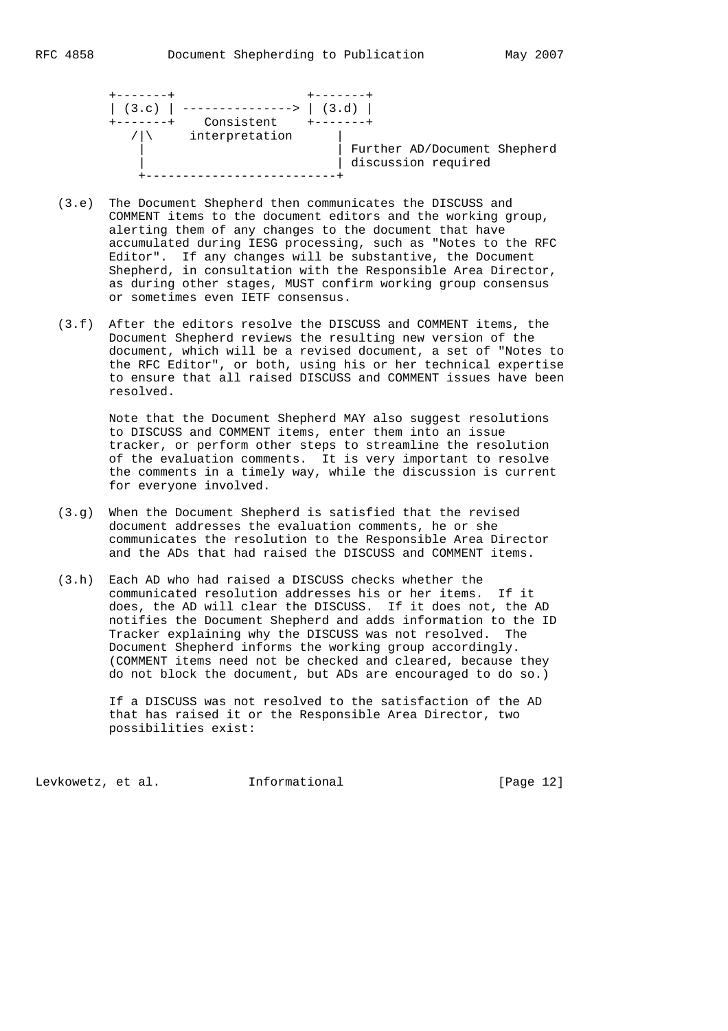```
+-------+                  +-------+
| (3.c) | ---------------> | (3.d) |
+-------+    Consistent    +-------+
   /|\     interpretation      |
    |                          | Further AD/Document Shepherd
    |                          | discussion required
    +--------------------------+
```

(3.e) The Document Shepherd then communicates the DISCUSS and COMMENT items to the document editors and the working group, alerting them of any changes to the document that have accumulated during IESG processing, such as "Notes to the RFC Editor". If any changes will be substantive, the Document Shepherd, in consultation with the Responsible Area Director, as during other stages, MUST confirm working group consensus or sometimes even IETF consensus.

(3.f) After the editors resolve the DISCUSS and COMMENT items, the Document Shepherd reviews the resulting new version of the document, which will be a revised document, a set of "Notes to the RFC Editor", or both, using his or her technical expertise to ensure that all raised DISCUSS and COMMENT issues have been resolved.

Note that the Document Shepherd MAY also suggest resolutions to DISCUSS and COMMENT items, enter them into an issue tracker, or perform other steps to streamline the resolution of the evaluation comments. It is very important to resolve the comments in a timely way, while the discussion is current for everyone involved.

(3.g) When the Document Shepherd is satisfied that the revised document addresses the evaluation comments, he or she communicates the resolution to the Responsible Area Director and the ADs that had raised the DISCUSS and COMMENT items.

(3.h) Each AD who had raised a DISCUSS checks whether the communicated resolution addresses his or her items. If it does, the AD will clear the DISCUSS. If it does not, the AD notifies the Document Shepherd and adds information to the ID Tracker explaining why the DISCUSS was not resolved. The Document Shepherd informs the working group accordingly. (COMMENT items need not be checked and cleared, because they do not block the document, but ADs are encouraged to do so.)

If a DISCUSS was not resolved to the satisfaction of the AD that has raised it or the Responsible Area Director, two possibilities exist: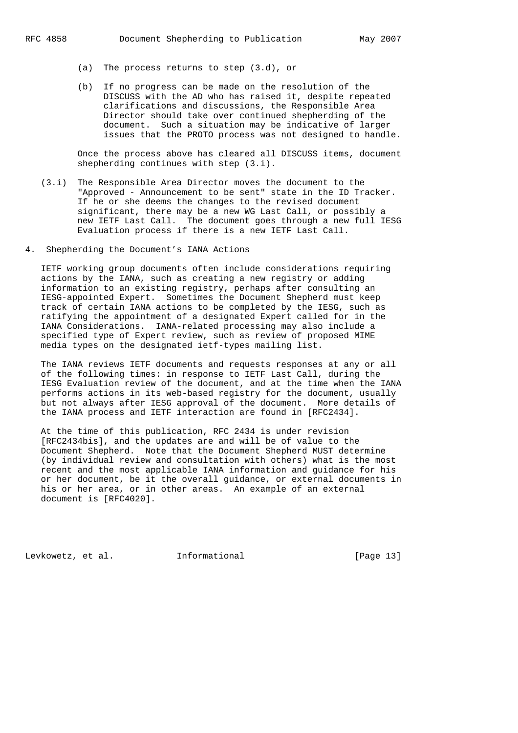(a) The process returns to step (3.d), or

(b) If no progress can be made on the resolution of the DISCUSS with the AD who has raised it, despite repeated clarifications and discussions, the Responsible Area Director should take over continued shepherding of the document. Such a situation may be indicative of larger issues that the PROTO process was not designed to handle.

Once the process above has cleared all DISCUSS items, document shepherding continues with step (3.i).

(3.i) The Responsible Area Director moves the document to the "Approved - Announcement to be sent" state in the ID Tracker. If he or she deems the changes to the revised document significant, there may be a new WG Last Call, or possibly a new IETF Last Call. The document goes through a new full IESG Evaluation process if there is a new IETF Last Call.

## 4. Shepherding the Document's IANA Actions

IETF working group documents often include considerations requiring actions by the IANA, such as creating a new registry or adding information to an existing registry, perhaps after consulting an IESG-appointed Expert. Sometimes the Document Shepherd must keep track of certain IANA actions to be completed by the IESG, such as ratifying the appointment of a designated Expert called for in the IANA Considerations. IANA-related processing may also include a specified type of Expert review, such as review of proposed MIME media types on the designated ietf-types mailing list.

The IANA reviews IETF documents and requests responses at any or all of the following times: in response to IETF Last Call, during the IESG Evaluation review of the document, and at the time when the IANA performs actions in its web-based registry for the document, usually but not always after IESG approval of the document. More details of the IANA process and IETF interaction are found in [RFC2434].

At the time of this publication, RFC 2434 is under revision [RFC2434bis], and the updates are and will be of value to the Document Shepherd. Note that the Document Shepherd MUST determine (by individual review and consultation with others) what is the most recent and the most applicable IANA information and guidance for his or her document, be it the overall guidance, or external documents in his or her area, or in other areas. An example of an external document is [RFC4020].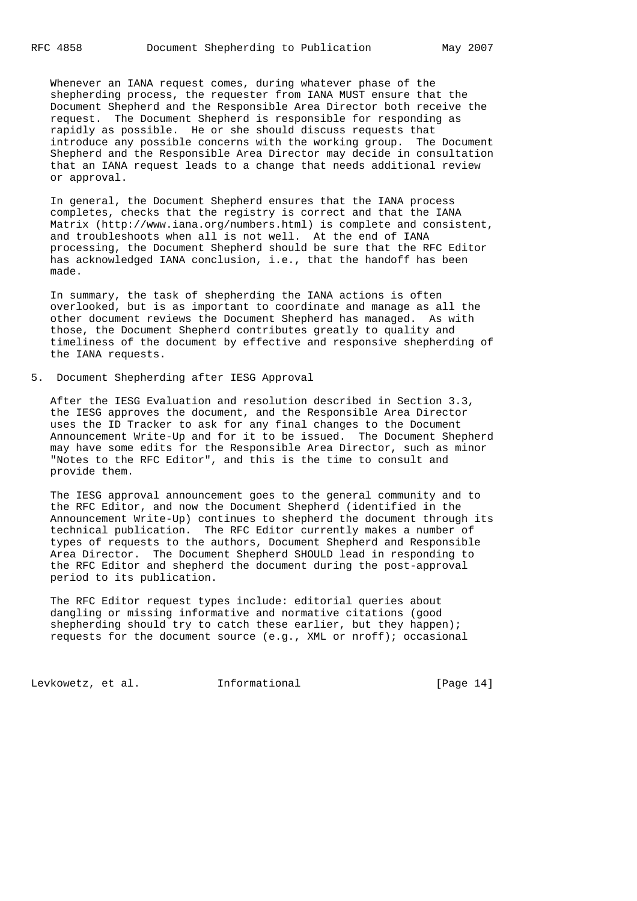Whenever an IANA request comes, during whatever phase of the shepherding process, the requester from IANA MUST ensure that the Document Shepherd and the Responsible Area Director both receive the request. The Document Shepherd is responsible for responding as rapidly as possible. He or she should discuss requests that introduce any possible concerns with the working group. The Document Shepherd and the Responsible Area Director may decide in consultation that an IANA request leads to a change that needs additional review or approval.

In general, the Document Shepherd ensures that the IANA process completes, checks that the registry is correct and that the IANA Matrix (http://www.iana.org/numbers.html) is complete and consistent, and troubleshoots when all is not well. At the end of IANA processing, the Document Shepherd should be sure that the RFC Editor has acknowledged IANA conclusion, i.e., that the handoff has been made.

In summary, the task of shepherding the IANA actions is often overlooked, but is as important to coordinate and manage as all the other document reviews the Document Shepherd has managed. As with those, the Document Shepherd contributes greatly to quality and timeliness of the document by effective and responsive shepherding of the IANA requests.

## 5. Document Shepherding after IESG Approval

After the IESG Evaluation and resolution described in Section 3.3, the IESG approves the document, and the Responsible Area Director uses the ID Tracker to ask for any final changes to the Document Announcement Write-Up and for it to be issued. The Document Shepherd may have some edits for the Responsible Area Director, such as minor "Notes to the RFC Editor", and this is the time to consult and provide them.

The IESG approval announcement goes to the general community and to the RFC Editor, and now the Document Shepherd (identified in the Announcement Write-Up) continues to shepherd the document through its technical publication. The RFC Editor currently makes a number of types of requests to the authors, Document Shepherd and Responsible Area Director. The Document Shepherd SHOULD lead in responding to the RFC Editor and shepherd the document during the post-approval period to its publication.

The RFC Editor request types include: editorial queries about dangling or missing informative and normative citations (good shepherding should try to catch these earlier, but they happen); requests for the document source (e.g., XML or nroff); occasional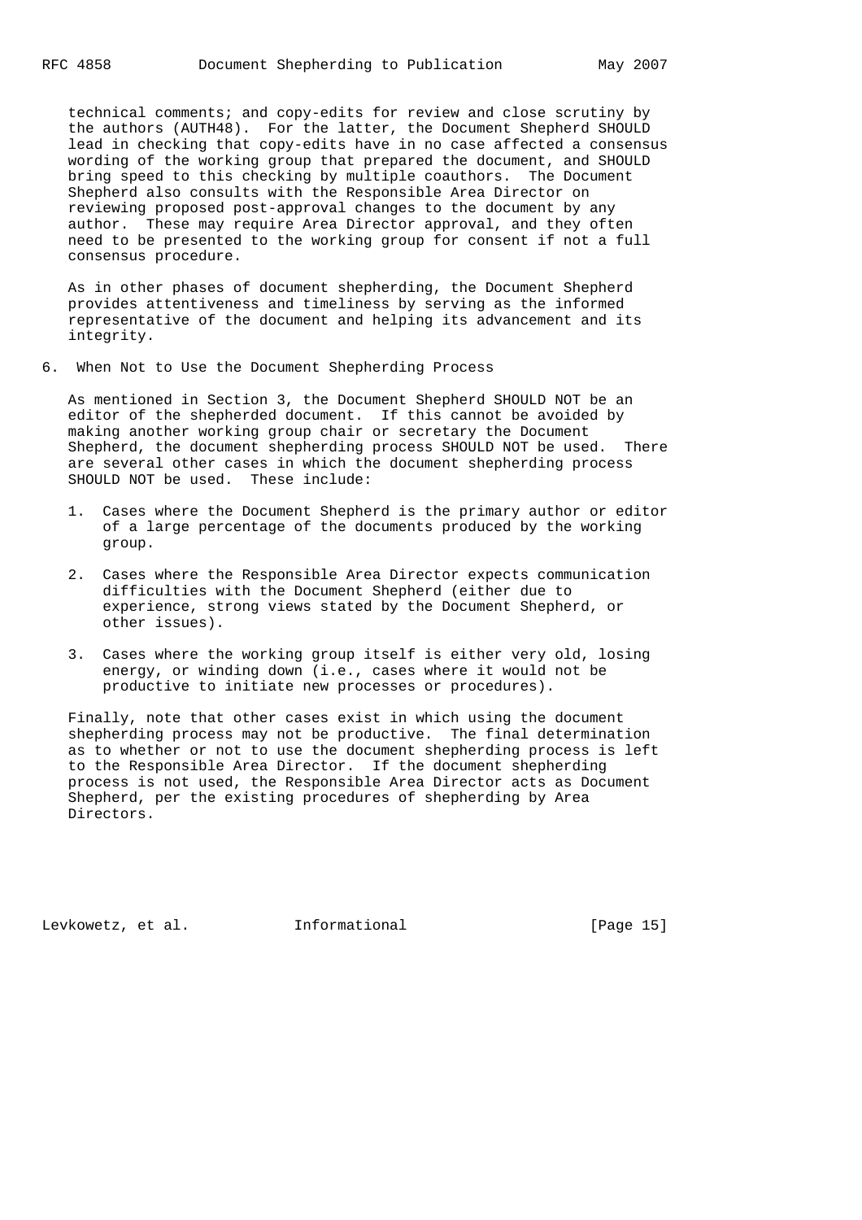technical comments; and copy-edits for review and close scrutiny by the authors (AUTH48). For the latter, the Document Shepherd SHOULD lead in checking that copy-edits have in no case affected a consensus wording of the working group that prepared the document, and SHOULD bring speed to this checking by multiple coauthors. The Document Shepherd also consults with the Responsible Area Director on reviewing proposed post-approval changes to the document by any author. These may require Area Director approval, and they often need to be presented to the working group for consent if not a full consensus procedure.

As in other phases of document shepherding, the Document Shepherd provides attentiveness and timeliness by serving as the informed representative of the document and helping its advancement and its integrity.

## 6. When Not to Use the Document Shepherding Process

As mentioned in Section 3, the Document Shepherd SHOULD NOT be an editor of the shepherded document. If this cannot be avoided by making another working group chair or secretary the Document Shepherd, the document shepherding process SHOULD NOT be used. There are several other cases in which the document shepherding process SHOULD NOT be used. These include:

1. Cases where the Document Shepherd is the primary author or editor of a large percentage of the documents produced by the working group.

2. Cases where the Responsible Area Director expects communication difficulties with the Document Shepherd (either due to experience, strong views stated by the Document Shepherd, or other issues).

3. Cases where the working group itself is either very old, losing energy, or winding down (i.e., cases where it would not be productive to initiate new processes or procedures).

Finally, note that other cases exist in which using the document shepherding process may not be productive. The final determination as to whether or not to use the document shepherding process is left to the Responsible Area Director. If the document shepherding process is not used, the Responsible Area Director acts as Document Shepherd, per the existing procedures of shepherding by Area Directors.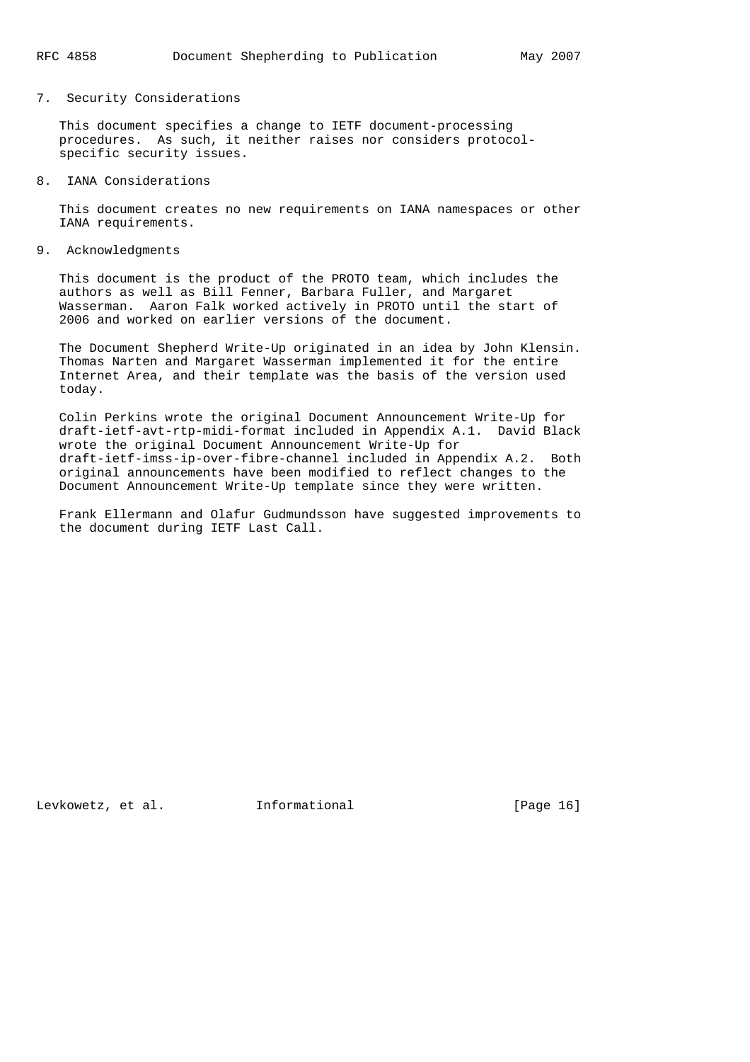## 7. Security Considerations

This document specifies a change to IETF document-processing procedures. As such, it neither raises nor considers protocol-specific security issues.

## 8. IANA Considerations

This document creates no new requirements on IANA namespaces or other IANA requirements.

## 9. Acknowledgments

This document is the product of the PROTO team, which includes the authors as well as Bill Fenner, Barbara Fuller, and Margaret Wasserman. Aaron Falk worked actively in PROTO until the start of 2006 and worked on earlier versions of the document.

The Document Shepherd Write-Up originated in an idea by John Klensin. Thomas Narten and Margaret Wasserman implemented it for the entire Internet Area, and their template was the basis of the version used today.

Colin Perkins wrote the original Document Announcement Write-Up for draft-ietf-avt-rtp-midi-format included in Appendix A.1. David Black wrote the original Document Announcement Write-Up for draft-ietf-imss-ip-over-fibre-channel included in Appendix A.2. Both original announcements have been modified to reflect changes to the Document Announcement Write-Up template since they were written.

Frank Ellermann and Olafur Gudmundsson have suggested improvements to the document during IETF Last Call.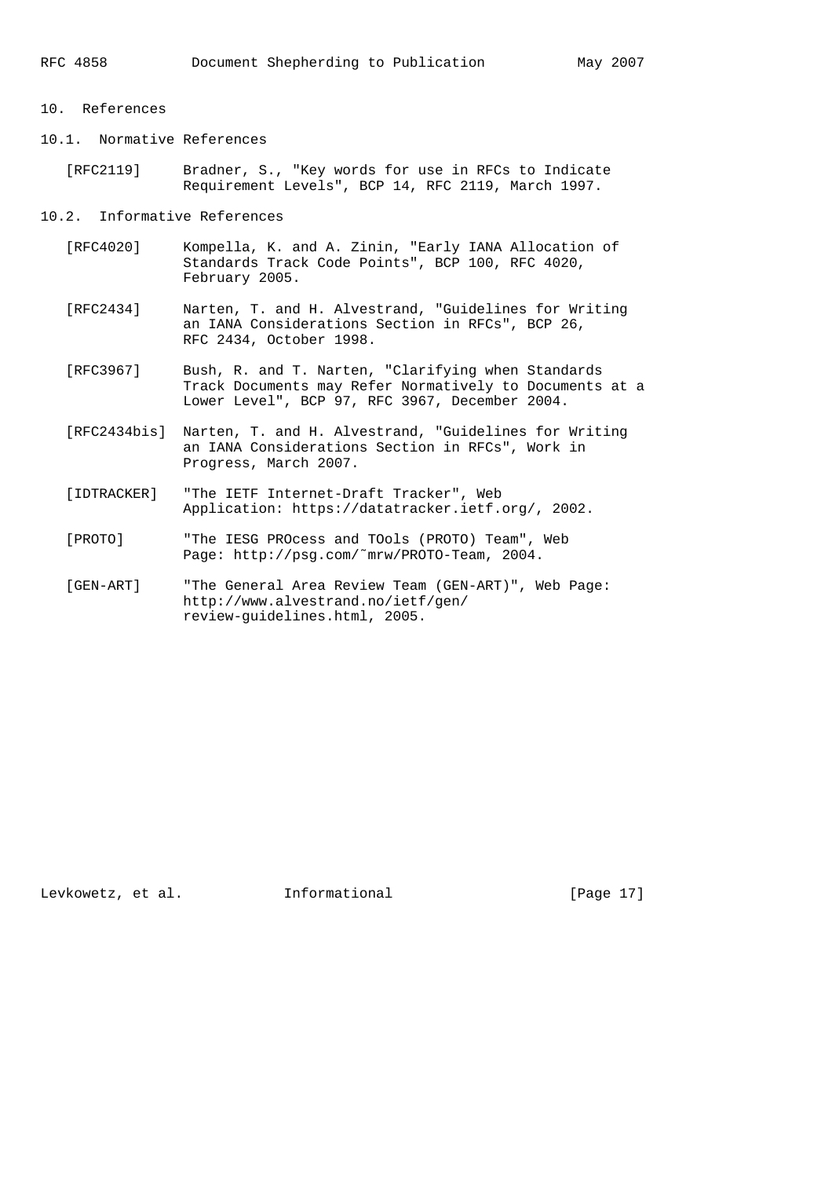## 10. References

### 10.1. Normative References

[RFC2119] Bradner, S., "Key words for use in RFCs to Indicate Requirement Levels", BCP 14, RFC 2119, March 1997.

### 10.2. Informative References

[RFC4020] Kompella, K. and A. Zinin, "Early IANA Allocation of Standards Track Code Points", BCP 100, RFC 4020, February 2005.

[RFC2434] Narten, T. and H. Alvestrand, "Guidelines for Writing an IANA Considerations Section in RFCs", BCP 26, RFC 2434, October 1998.

[RFC3967] Bush, R. and T. Narten, "Clarifying when Standards Track Documents may Refer Normatively to Documents at a Lower Level", BCP 97, RFC 3967, December 2004.

[RFC2434bis] Narten, T. and H. Alvestrand, "Guidelines for Writing an IANA Considerations Section in RFCs", Work in Progress, March 2007.

[IDTRACKER] "The IETF Internet-Draft Tracker", Web Application: https://datatracker.ietf.org/, 2002.

[PROTO] "The IESG PROcess and TOols (PROTO) Team", Web Page: http://psg.com/~mrw/PROTO-Team, 2004.

[GEN-ART] "The General Area Review Team (GEN-ART)", Web Page: http://www.alvestrand.no/ietf/gen/review-guidelines.html, 2005.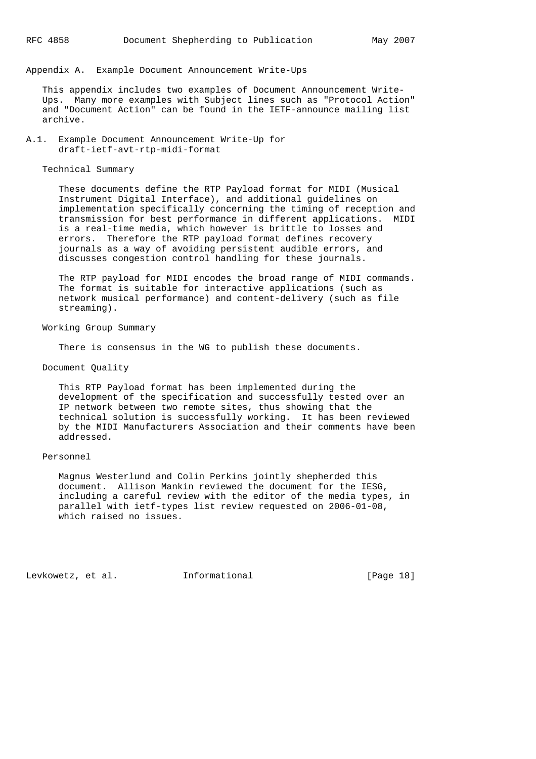# Appendix A. Example Document Announcement Write-Ups

This appendix includes two examples of Document Announcement Write-Ups. Many more examples with Subject lines such as "Protocol Action" and "Document Action" can be found in the IETF-announce mailing list archive.

## A.1. Example Document Announcement Write-Up for draft-ietf-avt-rtp-midi-format

### Technical Summary

These documents define the RTP Payload format for MIDI (Musical Instrument Digital Interface), and additional guidelines on implementation specifically concerning the timing of reception and transmission for best performance in different applications. MIDI is a real-time media, which however is brittle to losses and errors. Therefore the RTP payload format defines recovery journals as a way of avoiding persistent audible errors, and discusses congestion control handling for these journals.

The RTP payload for MIDI encodes the broad range of MIDI commands. The format is suitable for interactive applications (such as network musical performance) and content-delivery (such as file streaming).

### Working Group Summary

There is consensus in the WG to publish these documents.

### Document Quality

This RTP Payload format has been implemented during the development of the specification and successfully tested over an IP network between two remote sites, thus showing that the technical solution is successfully working. It has been reviewed by the MIDI Manufacturers Association and their comments have been addressed.

### Personnel

Magnus Westerlund and Colin Perkins jointly shepherded this document. Allison Mankin reviewed the document for the IESG, including a careful review with the editor of the media types, in parallel with ietf-types list review requested on 2006-01-08, which raised no issues.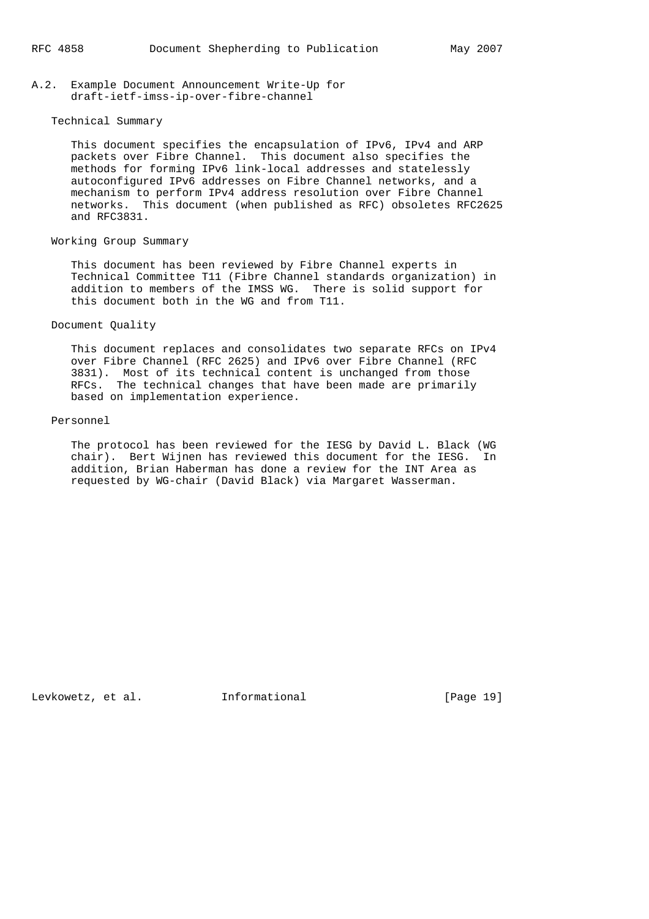### A.2. Example Document Announcement Write-Up for draft-ietf-imss-ip-over-fibre-channel

Technical Summary

This document specifies the encapsulation of IPv6, IPv4 and ARP packets over Fibre Channel. This document also specifies the methods for forming IPv6 link-local addresses and statelessly autoconfigured IPv6 addresses on Fibre Channel networks, and a mechanism to perform IPv4 address resolution over Fibre Channel networks. This document (when published as RFC) obsoletes RFC2625 and RFC3831.

Working Group Summary

This document has been reviewed by Fibre Channel experts in Technical Committee T11 (Fibre Channel standards organization) in addition to members of the IMSS WG. There is solid support for this document both in the WG and from T11.

Document Quality

This document replaces and consolidates two separate RFCs on IPv4 over Fibre Channel (RFC 2625) and IPv6 over Fibre Channel (RFC 3831). Most of its technical content is unchanged from those RFCs. The technical changes that have been made are primarily based on implementation experience.

Personnel

The protocol has been reviewed for the IESG by David L. Black (WG chair). Bert Wijnen has reviewed this document for the IESG. In addition, Brian Haberman has done a review for the INT Area as requested by WG-chair (David Black) via Margaret Wasserman.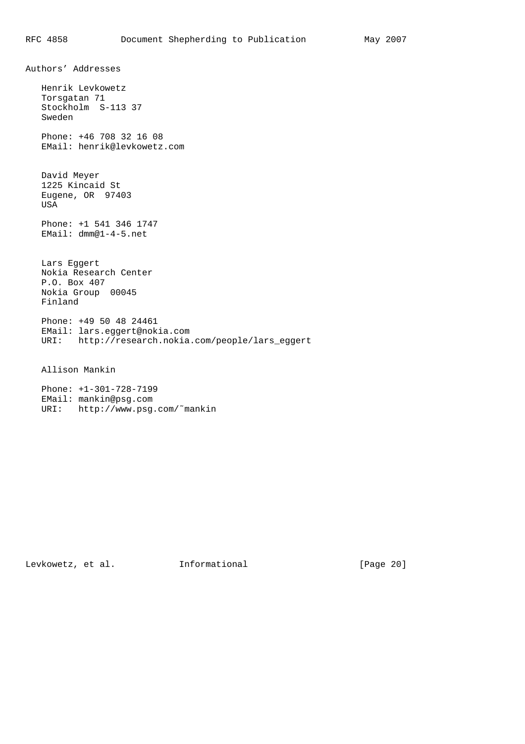## Authors' Addresses

Henrik Levkowetz  
Torsgatan 71  
Stockholm S-113 37  
Sweden

Phone: +46 708 32 16 08  
EMail: henrik@levkowetz.com

David Meyer  
1225 Kincaid St  
Eugene, OR 97403  
USA

Phone: +1 541 346 1747  
EMail: dmm@1-4-5.net

Lars Eggert  
Nokia Research Center  
P.O. Box 407  
Nokia Group 00045  
Finland

Phone: +49 50 48 24461  
EMail: lars.eggert@nokia.com  
URI: http://research.nokia.com/people/lars_eggert

Allison Mankin

Phone: +1-301-728-7199  
EMail: mankin@psg.com  
URI: http://www.psg.com/~mankin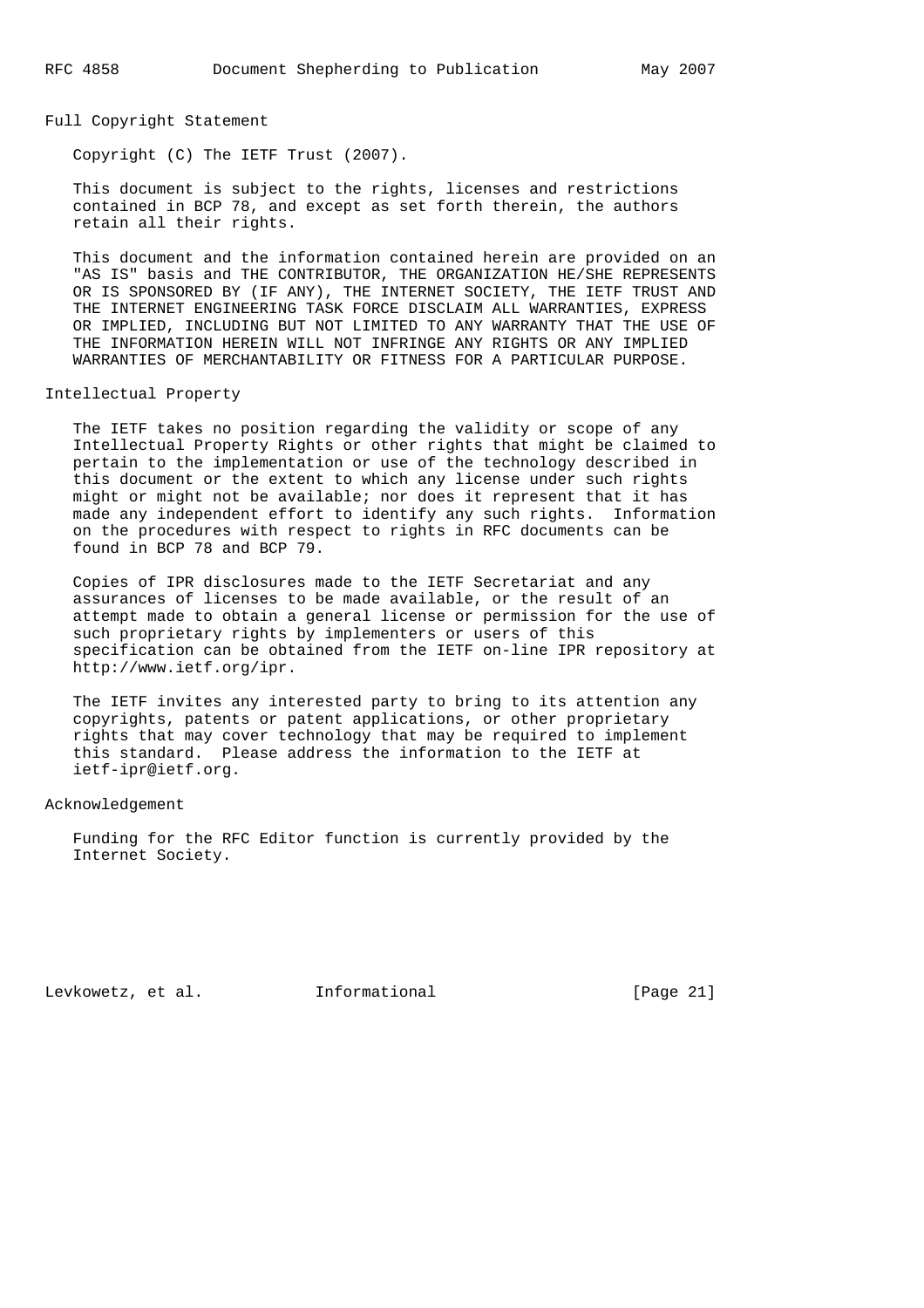## Full Copyright Statement

Copyright (C) The IETF Trust (2007).

This document is subject to the rights, licenses and restrictions contained in BCP 78, and except as set forth therein, the authors retain all their rights.

This document and the information contained herein are provided on an "AS IS" basis and THE CONTRIBUTOR, THE ORGANIZATION HE/SHE REPRESENTS OR IS SPONSORED BY (IF ANY), THE INTERNET SOCIETY, THE IETF TRUST AND THE INTERNET ENGINEERING TASK FORCE DISCLAIM ALL WARRANTIES, EXPRESS OR IMPLIED, INCLUDING BUT NOT LIMITED TO ANY WARRANTY THAT THE USE OF THE INFORMATION HEREIN WILL NOT INFRINGE ANY RIGHTS OR ANY IMPLIED WARRANTIES OF MERCHANTABILITY OR FITNESS FOR A PARTICULAR PURPOSE.

## Intellectual Property

The IETF takes no position regarding the validity or scope of any Intellectual Property Rights or other rights that might be claimed to pertain to the implementation or use of the technology described in this document or the extent to which any license under such rights might or might not be available; nor does it represent that it has made any independent effort to identify any such rights. Information on the procedures with respect to rights in RFC documents can be found in BCP 78 and BCP 79.

Copies of IPR disclosures made to the IETF Secretariat and any assurances of licenses to be made available, or the result of an attempt made to obtain a general license or permission for the use of such proprietary rights by implementers or users of this specification can be obtained from the IETF on-line IPR repository at http://www.ietf.org/ipr.

The IETF invites any interested party to bring to its attention any copyrights, patents or patent applications, or other proprietary rights that may cover technology that may be required to implement this standard. Please address the information to the IETF at ietf-ipr@ietf.org.

## Acknowledgement

Funding for the RFC Editor function is currently provided by the Internet Society.